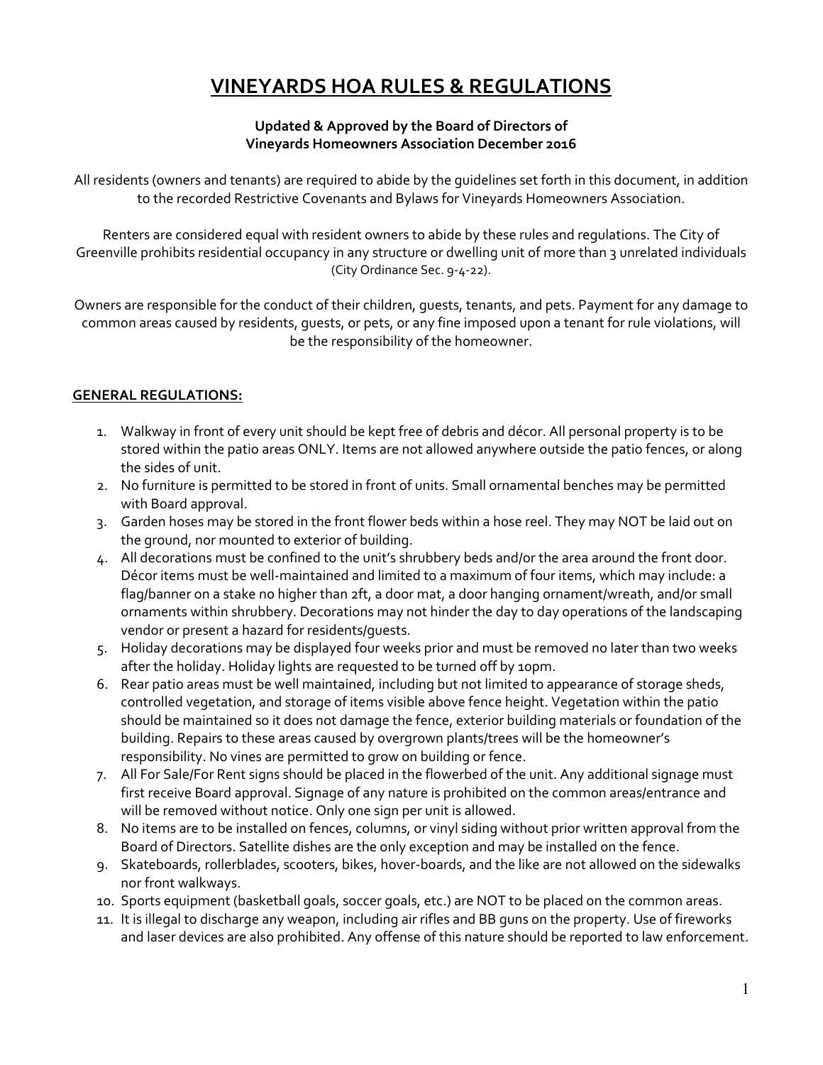# VINEYARDS HOA RULES & REGULATIONS

**Updated & Approved by the Board of Directors of Vineyards Homeowners Association December 2016**

All residents (owners and tenants) are required to abide by the guidelines set forth in this document, in addition to the recorded Restrictive Covenants and Bylaws for Vineyards Homeowners Association.

Renters are considered equal with resident owners to abide by these rules and regulations. The City of Greenville prohibits residential occupancy in any structure or dwelling unit of more than 3 unrelated individuals (City Ordinance Sec. 9-4-22).

Owners are responsible for the conduct of their children, guests, tenants, and pets. Payment for any damage to common areas caused by residents, guests, or pets, or any fine imposed upon a tenant for rule violations, will be the responsibility of the homeowner.

## GENERAL REGULATIONS:

1. Walkway in front of every unit should be kept free of debris and décor. All personal property is to be stored within the patio areas ONLY. Items are not allowed anywhere outside the patio fences, or along the sides of unit.
2. No furniture is permitted to be stored in front of units. Small ornamental benches may be permitted with Board approval.
3. Garden hoses may be stored in the front flower beds within a hose reel. They may NOT be laid out on the ground, nor mounted to exterior of building.
4. All decorations must be confined to the unit's shrubbery beds and/or the area around the front door. Décor items must be well-maintained and limited to a maximum of four items, which may include: a flag/banner on a stake no higher than 2ft, a door mat, a door hanging ornament/wreath, and/or small ornaments within shrubbery. Decorations may not hinder the day to day operations of the landscaping vendor or present a hazard for residents/guests.
5. Holiday decorations may be displayed four weeks prior and must be removed no later than two weeks after the holiday. Holiday lights are requested to be turned off by 10pm.
6. Rear patio areas must be well maintained, including but not limited to appearance of storage sheds, controlled vegetation, and storage of items visible above fence height. Vegetation within the patio should be maintained so it does not damage the fence, exterior building materials or foundation of the building. Repairs to these areas caused by overgrown plants/trees will be the homeowner's responsibility. No vines are permitted to grow on building or fence.
7. All For Sale/For Rent signs should be placed in the flowerbed of the unit. Any additional signage must first receive Board approval. Signage of any nature is prohibited on the common areas/entrance and will be removed without notice. Only one sign per unit is allowed.
8. No items are to be installed on fences, columns, or vinyl siding without prior written approval from the Board of Directors. Satellite dishes are the only exception and may be installed on the fence.
9. Skateboards, rollerblades, scooters, bikes, hover-boards, and the like are not allowed on the sidewalks nor front walkways.
10. Sports equipment (basketball goals, soccer goals, etc.) are NOT to be placed on the common areas.
11. It is illegal to discharge any weapon, including air rifles and BB guns on the property. Use of fireworks and laser devices are also prohibited. Any offense of this nature should be reported to law enforcement.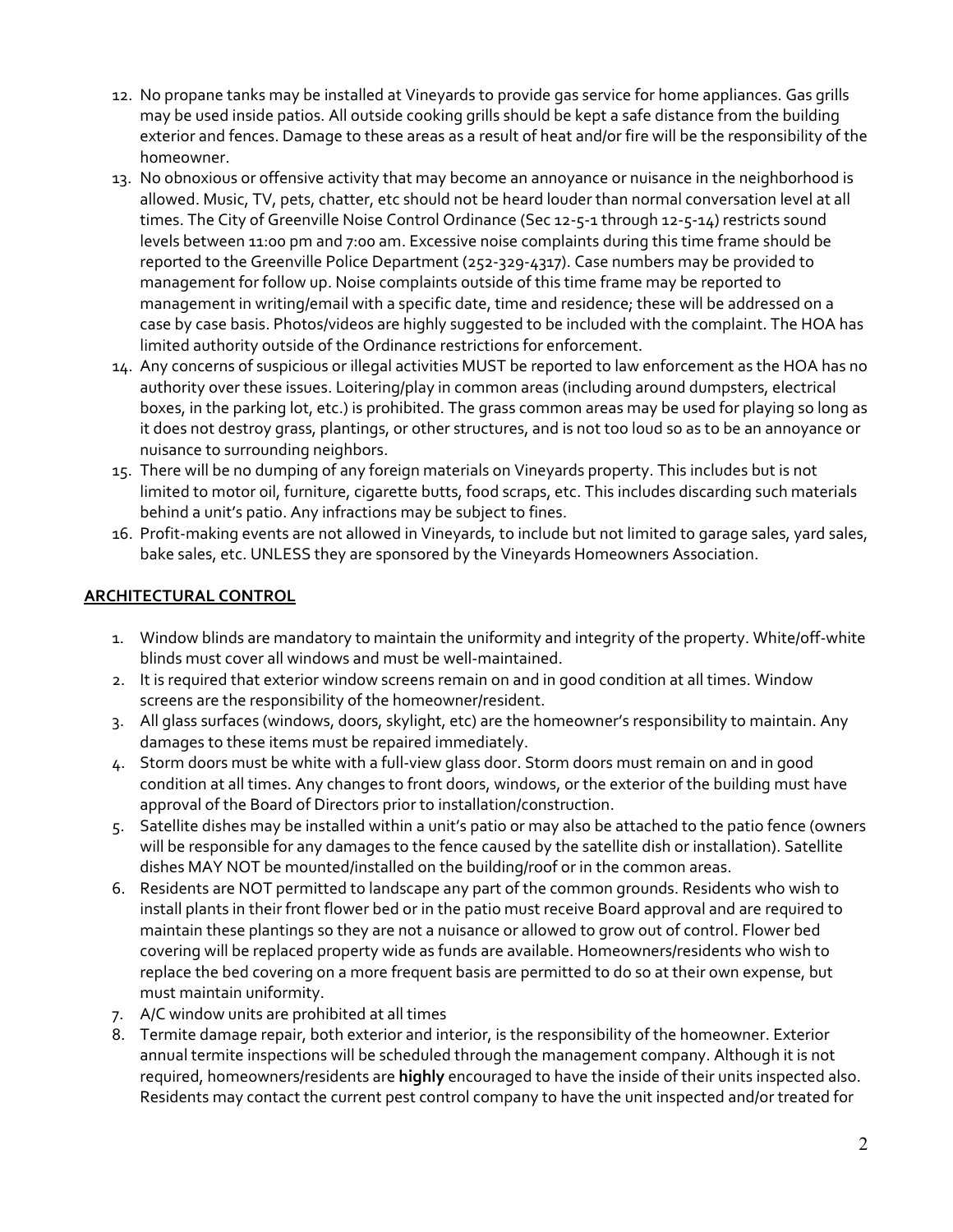12. No propane tanks may be installed at Vineyards to provide gas service for home appliances. Gas grills may be used inside patios. All outside cooking grills should be kept a safe distance from the building exterior and fences. Damage to these areas as a result of heat and/or fire will be the responsibility of the homeowner.
13. No obnoxious or offensive activity that may become an annoyance or nuisance in the neighborhood is allowed. Music, TV, pets, chatter, etc should not be heard louder than normal conversation level at all times. The City of Greenville Noise Control Ordinance (Sec 12-5-1 through 12-5-14) restricts sound levels between 11:00 pm and 7:00 am. Excessive noise complaints during this time frame should be reported to the Greenville Police Department (252-329-4317). Case numbers may be provided to management for follow up. Noise complaints outside of this time frame may be reported to management in writing/email with a specific date, time and residence; these will be addressed on a case by case basis. Photos/videos are highly suggested to be included with the complaint. The HOA has limited authority outside of the Ordinance restrictions for enforcement.
14. Any concerns of suspicious or illegal activities MUST be reported to law enforcement as the HOA has no authority over these issues. Loitering/play in common areas (including around dumpsters, electrical boxes, in the parking lot, etc.) is prohibited. The grass common areas may be used for playing so long as it does not destroy grass, plantings, or other structures, and is not too loud so as to be an annoyance or nuisance to surrounding neighbors.
15. There will be no dumping of any foreign materials on Vineyards property. This includes but is not limited to motor oil, furniture, cigarette butts, food scraps, etc. This includes discarding such materials behind a unit's patio. Any infractions may be subject to fines.
16. Profit-making events are not allowed in Vineyards, to include but not limited to garage sales, yard sales, bake sales, etc. UNLESS they are sponsored by the Vineyards Homeowners Association.

## ARCHITECTURAL CONTROL

1. Window blinds are mandatory to maintain the uniformity and integrity of the property. White/off-white blinds must cover all windows and must be well-maintained.
2. It is required that exterior window screens remain on and in good condition at all times. Window screens are the responsibility of the homeowner/resident.
3. All glass surfaces (windows, doors, skylight, etc) are the homeowner's responsibility to maintain. Any damages to these items must be repaired immediately.
4. Storm doors must be white with a full-view glass door. Storm doors must remain on and in good condition at all times. Any changes to front doors, windows, or the exterior of the building must have approval of the Board of Directors prior to installation/construction.
5. Satellite dishes may be installed within a unit's patio or may also be attached to the patio fence (owners will be responsible for any damages to the fence caused by the satellite dish or installation). Satellite dishes MAY NOT be mounted/installed on the building/roof or in the common areas.
6. Residents are NOT permitted to landscape any part of the common grounds. Residents who wish to install plants in their front flower bed or in the patio must receive Board approval and are required to maintain these plantings so they are not a nuisance or allowed to grow out of control. Flower bed covering will be replaced property wide as funds are available. Homeowners/residents who wish to replace the bed covering on a more frequent basis are permitted to do so at their own expense, but must maintain uniformity.
7. A/C window units are prohibited at all times
8. Termite damage repair, both exterior and interior, is the responsibility of the homeowner. Exterior annual termite inspections will be scheduled through the management company. Although it is not required, homeowners/residents are **highly** encouraged to have the inside of their units inspected also. Residents may contact the current pest control company to have the unit inspected and/or treated for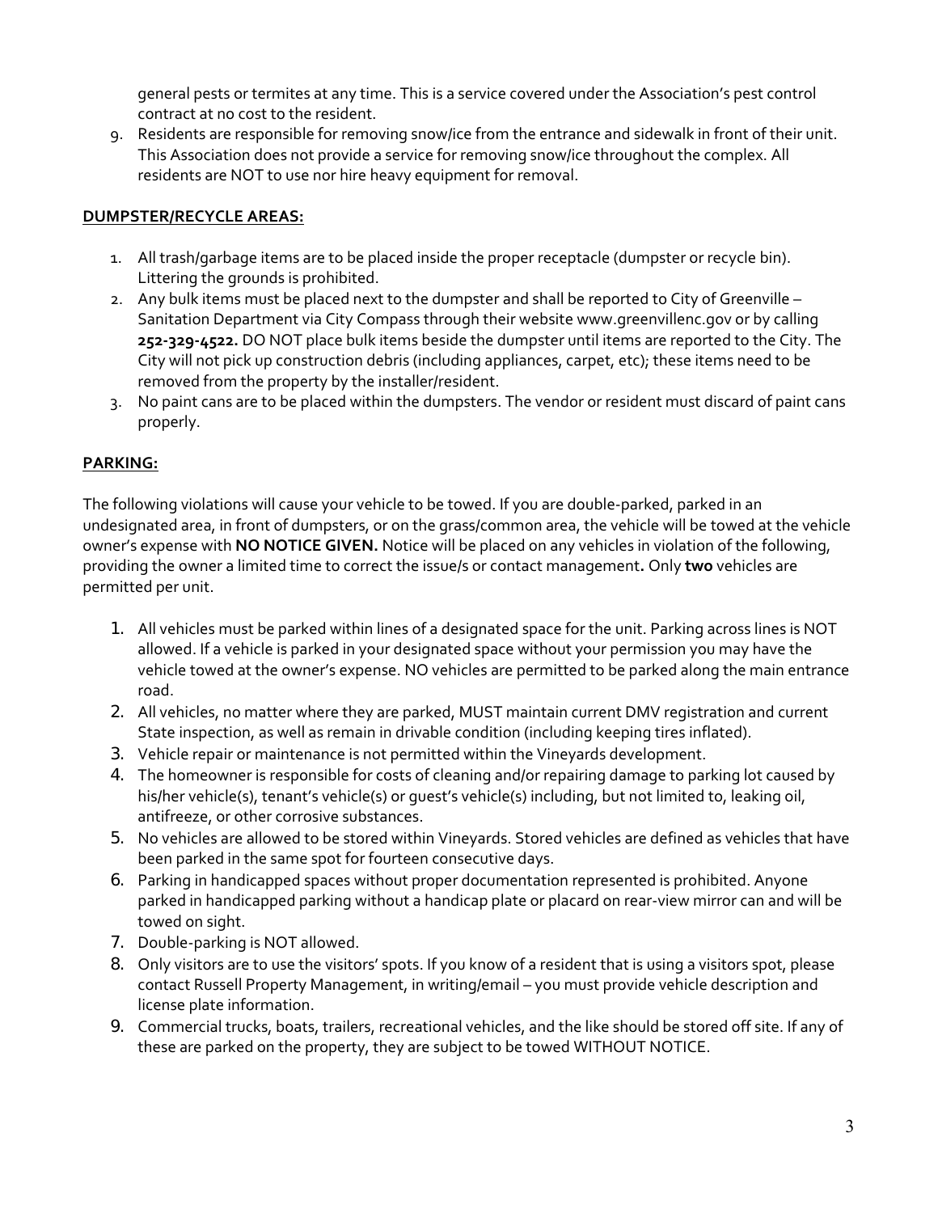general pests or termites at any time. This is a service covered under the Association's pest control contract at no cost to the resident.

9. Residents are responsible for removing snow/ice from the entrance and sidewalk in front of their unit. This Association does not provide a service for removing snow/ice throughout the complex. All residents are NOT to use nor hire heavy equipment for removal.

**DUMPSTER/RECYCLE AREAS:**

1. All trash/garbage items are to be placed inside the proper receptacle (dumpster or recycle bin). Littering the grounds is prohibited.
2. Any bulk items must be placed next to the dumpster and shall be reported to City of Greenville – Sanitation Department via City Compass through their website www.greenvillenc.gov or by calling **252-329-4522.** DO NOT place bulk items beside the dumpster until items are reported to the City. The City will not pick up construction debris (including appliances, carpet, etc); these items need to be removed from the property by the installer/resident.
3. No paint cans are to be placed within the dumpsters. The vendor or resident must discard of paint cans properly.

**PARKING:**

The following violations will cause your vehicle to be towed. If you are double-parked, parked in an undesignated area, in front of dumpsters, or on the grass/common area, the vehicle will be towed at the vehicle owner's expense with **NO NOTICE GIVEN.** Notice will be placed on any vehicles in violation of the following, providing the owner a limited time to correct the issue/s or contact management**.** Only **two** vehicles are permitted per unit.

1. All vehicles must be parked within lines of a designated space for the unit. Parking across lines is NOT allowed. If a vehicle is parked in your designated space without your permission you may have the vehicle towed at the owner's expense. NO vehicles are permitted to be parked along the main entrance road.
2. All vehicles, no matter where they are parked, MUST maintain current DMV registration and current State inspection, as well as remain in drivable condition (including keeping tires inflated).
3. Vehicle repair or maintenance is not permitted within the Vineyards development.
4. The homeowner is responsible for costs of cleaning and/or repairing damage to parking lot caused by his/her vehicle(s), tenant's vehicle(s) or guest's vehicle(s) including, but not limited to, leaking oil, antifreeze, or other corrosive substances.
5. No vehicles are allowed to be stored within Vineyards. Stored vehicles are defined as vehicles that have been parked in the same spot for fourteen consecutive days.
6. Parking in handicapped spaces without proper documentation represented is prohibited. Anyone parked in handicapped parking without a handicap plate or placard on rear-view mirror can and will be towed on sight.
7. Double-parking is NOT allowed.
8. Only visitors are to use the visitors' spots. If you know of a resident that is using a visitors spot, please contact Russell Property Management, in writing/email – you must provide vehicle description and license plate information.
9. Commercial trucks, boats, trailers, recreational vehicles, and the like should be stored off site. If any of these are parked on the property, they are subject to be towed WITHOUT NOTICE.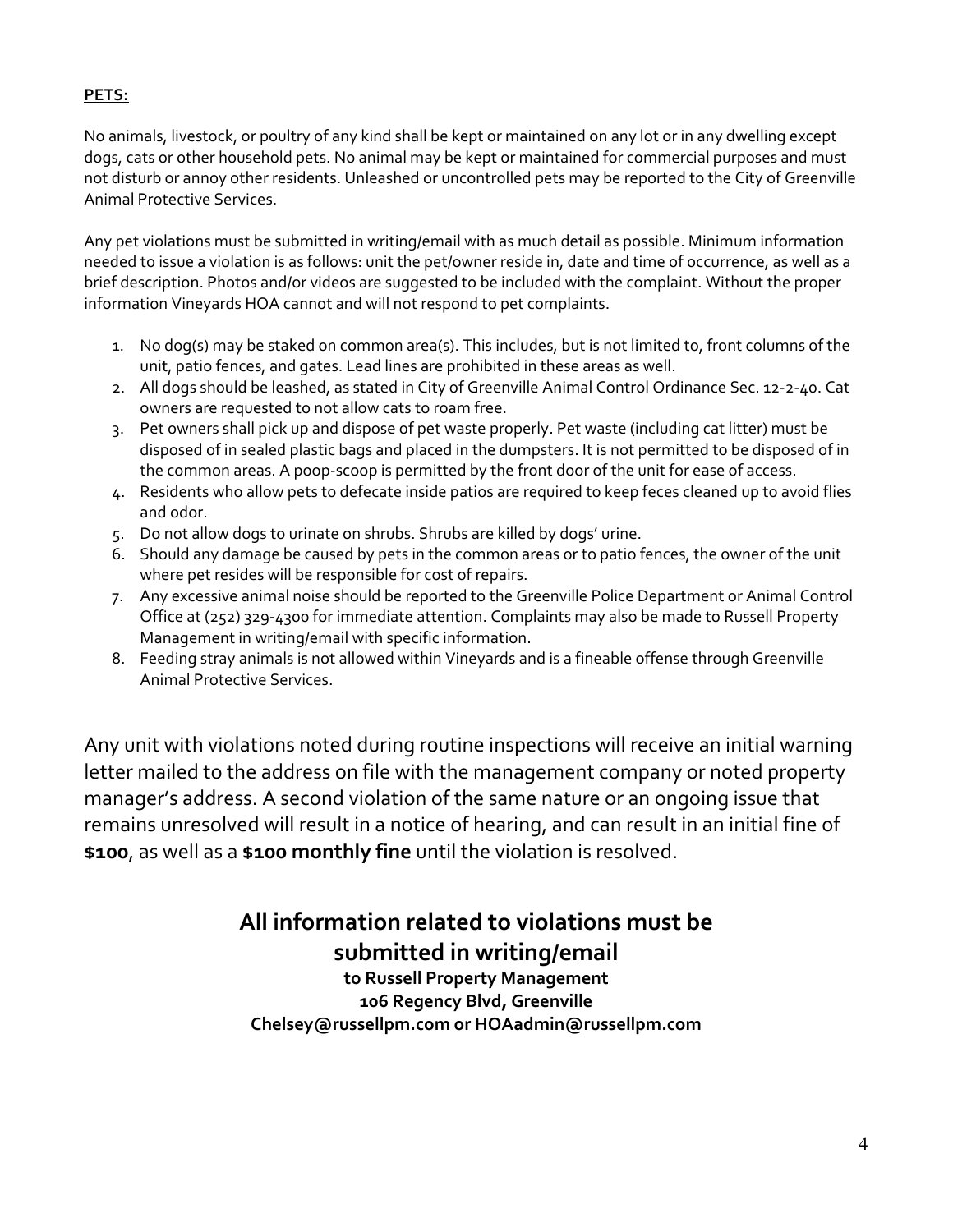**PETS:**

No animals, livestock, or poultry of any kind shall be kept or maintained on any lot or in any dwelling except dogs, cats or other household pets. No animal may be kept or maintained for commercial purposes and must not disturb or annoy other residents. Unleashed or uncontrolled pets may be reported to the City of Greenville Animal Protective Services.

Any pet violations must be submitted in writing/email with as much detail as possible. Minimum information needed to issue a violation is as follows: unit the pet/owner reside in, date and time of occurrence, as well as a brief description. Photos and/or videos are suggested to be included with the complaint. Without the proper information Vineyards HOA cannot and will not respond to pet complaints.

1. No dog(s) may be staked on common area(s). This includes, but is not limited to, front columns of the unit, patio fences, and gates. Lead lines are prohibited in these areas as well.
2. All dogs should be leashed, as stated in City of Greenville Animal Control Ordinance Sec. 12-2-40. Cat owners are requested to not allow cats to roam free.
3. Pet owners shall pick up and dispose of pet waste properly. Pet waste (including cat litter) must be disposed of in sealed plastic bags and placed in the dumpsters. It is not permitted to be disposed of in the common areas. A poop-scoop is permitted by the front door of the unit for ease of access.
4. Residents who allow pets to defecate inside patios are required to keep feces cleaned up to avoid flies and odor.
5. Do not allow dogs to urinate on shrubs. Shrubs are killed by dogs' urine.
6. Should any damage be caused by pets in the common areas or to patio fences, the owner of the unit where pet resides will be responsible for cost of repairs.
7. Any excessive animal noise should be reported to the Greenville Police Department or Animal Control Office at (252) 329-4300 for immediate attention. Complaints may also be made to Russell Property Management in writing/email with specific information.
8. Feeding stray animals is not allowed within Vineyards and is a fineable offense through Greenville Animal Protective Services.

Any unit with violations noted during routine inspections will receive an initial warning letter mailed to the address on file with the management company or noted property manager's address. A second violation of the same nature or an ongoing issue that remains unresolved will result in a notice of hearing, and can result in an initial fine of **$100**, as well as a **$100 monthly fine** until the violation is resolved.

## All information related to violations must be submitted in writing/email

**to Russell Property Management**
**106 Regency Blvd, Greenville**
**Chelsey@russellpm.com or HOAadmin@russellpm.com**